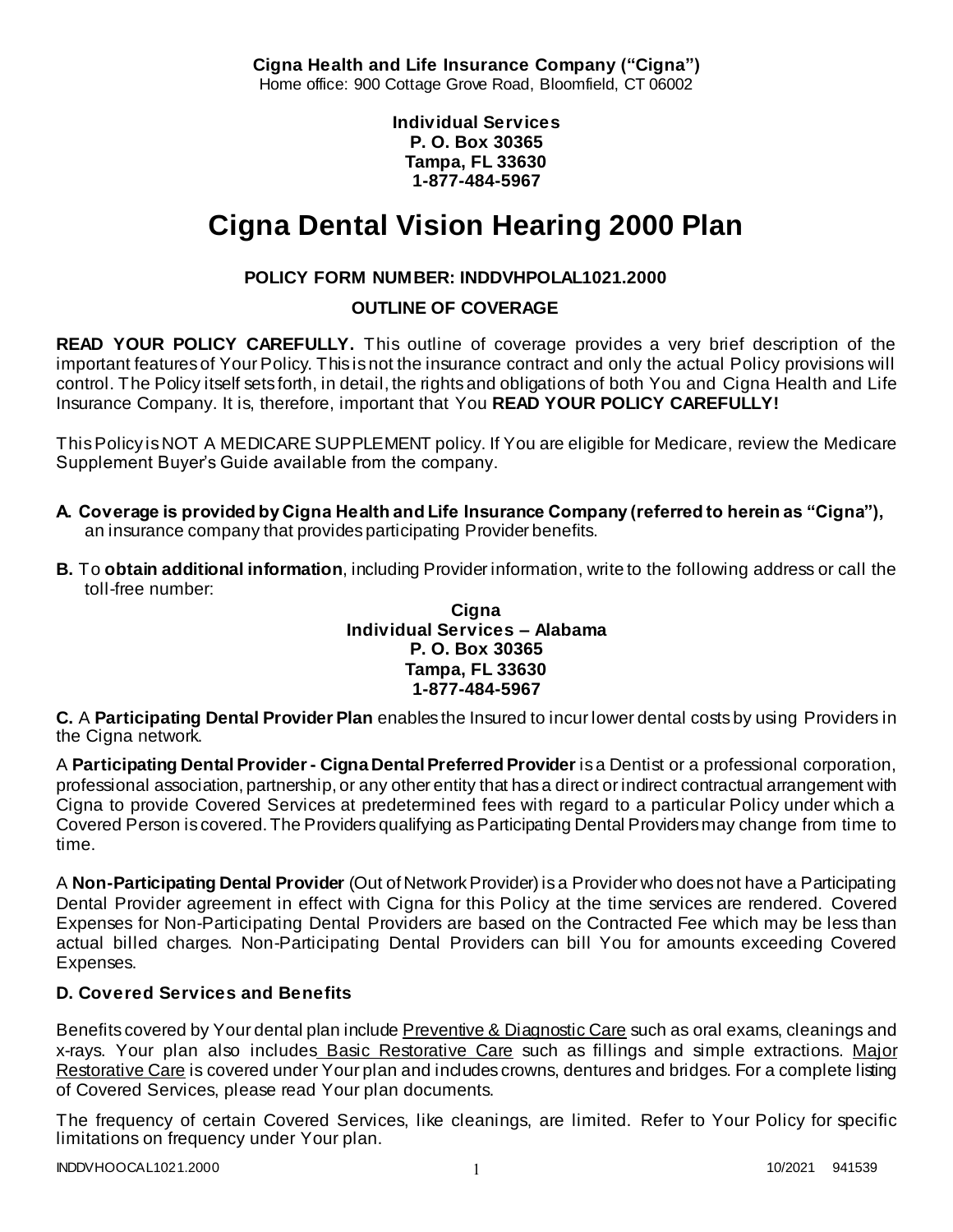**Cigna Health and Life Insurance Company ("Cigna")**
Home office: 900 Cottage Grove Road, Bloomfield, CT 06002

**Individual Services**
**P. O. Box 30365**
**Tampa, FL 33630**
**1-877-484-5967**

# Cigna Dental Vision Hearing 2000 Plan

**POLICY FORM NUMBER: INDDVHPOLAL1021.2000**

**OUTLINE OF COVERAGE**

**READ YOUR POLICY CAREFULLY.** This outline of coverage provides a very brief description of the important features of Your Policy. This is not the insurance contract and only the actual Policy provisions will control. The Policy itself sets forth, in detail, the rights and obligations of both You and Cigna Health and Life Insurance Company. It is, therefore, important that You **READ YOUR POLICY CAREFULLY!**

This Policy is NOT A MEDICARE SUPPLEMENT policy. If You are eligible for Medicare, review the Medicare Supplement Buyer's Guide available from the company.

**A. Coverage is provided by Cigna Health and Life Insurance Company (referred to herein as "Cigna"),** an insurance company that provides participating Provider benefits.

**B.** To **obtain additional information**, including Provider information, write to the following address or call the toll-free number:

**Cigna**
**Individual Services – Alabama**
**P. O. Box 30365**
**Tampa, FL 33630**
**1-877-484-5967**

**C.** A **Participating Dental Provider Plan** enables the Insured to incur lower dental costs by using Providers in the Cigna network.

A **Participating Dental Provider - Cigna Dental Preferred Provider** is a Dentist or a professional corporation, professional association, partnership, or any other entity that has a direct or indirect contractual arrangement with Cigna to provide Covered Services at predetermined fees with regard to a particular Policy under which a Covered Person is covered. The Providers qualifying as Participating Dental Providers may change from time to time.

A **Non-Participating Dental Provider** (Out of Network Provider) is a Provider who does not have a Participating Dental Provider agreement in effect with Cigna for this Policy at the time services are rendered. Covered Expenses for Non-Participating Dental Providers are based on the Contracted Fee which may be less than actual billed charges. Non-Participating Dental Providers can bill You for amounts exceeding Covered Expenses.

### D. Covered Services and Benefits

Benefits covered by Your dental plan include Preventive & Diagnostic Care such as oral exams, cleanings and x-rays. Your plan also includes Basic Restorative Care such as fillings and simple extractions. Major Restorative Care is covered under Your plan and includes crowns, dentures and bridges. For a complete listing of Covered Services, please read Your plan documents.

The frequency of certain Covered Services, like cleanings, are limited. Refer to Your Policy for specific limitations on frequency under Your plan.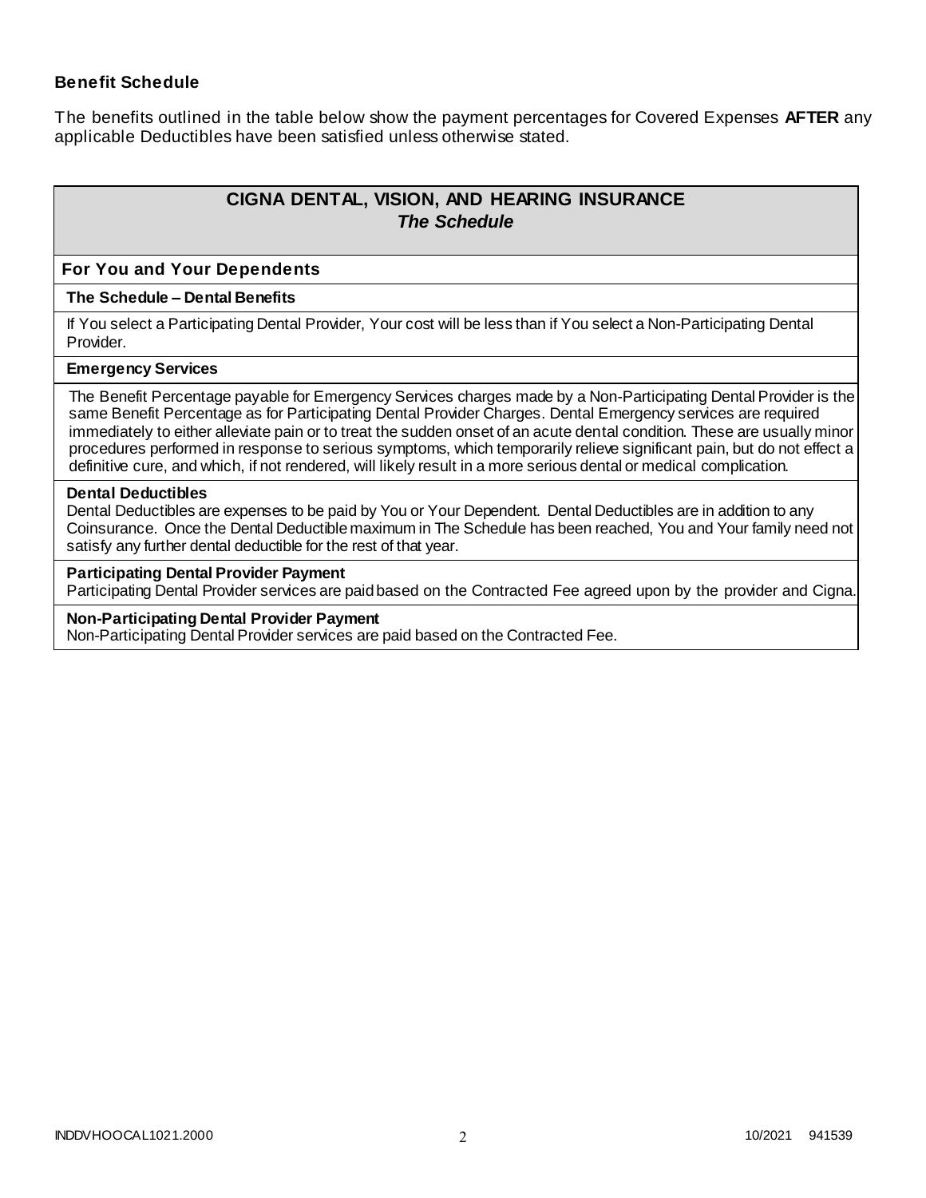### Benefit Schedule

The benefits outlined in the table below show the payment percentages for Covered Expenses **AFTER** any applicable Deductibles have been satisfied unless otherwise stated.

## CIGNA DENTAL, VISION, AND HEARING INSURANCE
### *The Schedule*

**For You and Your Dependents**

**The Schedule – Dental Benefits**

If You select a Participating Dental Provider, Your cost will be less than if You select a Non-Participating Dental Provider.

**Emergency Services**

The Benefit Percentage payable for Emergency Services charges made by a Non-Participating Dental Provider is the same Benefit Percentage as for Participating Dental Provider Charges. Dental Emergency services are required immediately to either alleviate pain or to treat the sudden onset of an acute dental condition. These are usually minor procedures performed in response to serious symptoms, which temporarily relieve significant pain, but do not effect a definitive cure, and which, if not rendered, will likely result in a more serious dental or medical complication.

**Dental Deductibles**

Dental Deductibles are expenses to be paid by You or Your Dependent. Dental Deductibles are in addition to any Coinsurance. Once the Dental Deductible maximum in The Schedule has been reached, You and Your family need not satisfy any further dental deductible for the rest of that year.

**Participating Dental Provider Payment**

Participating Dental Provider services are paid based on the Contracted Fee agreed upon by the provider and Cigna.

**Non-Participating Dental Provider Payment**

Non-Participating Dental Provider services are paid based on the Contracted Fee.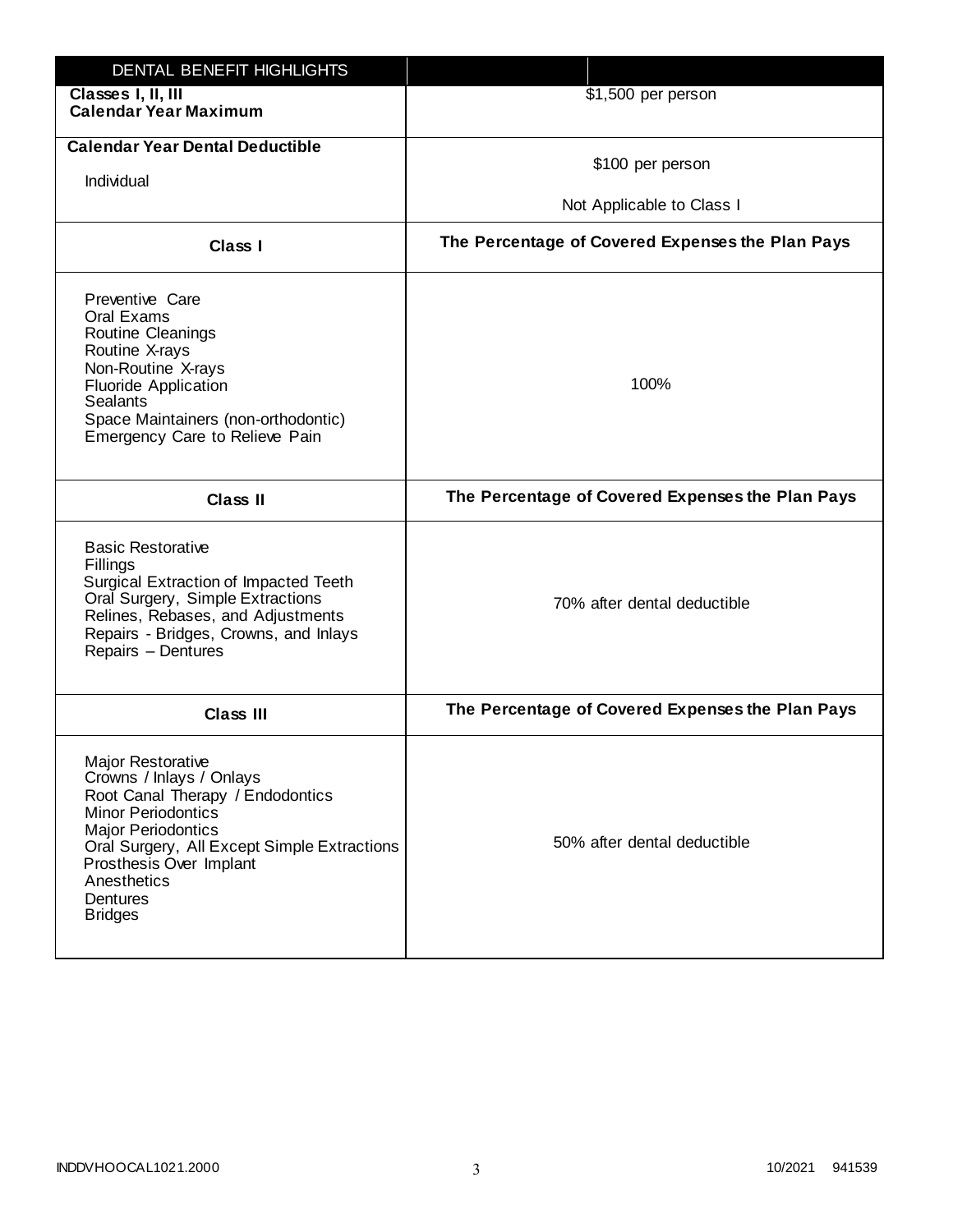| DENTAL BENEFIT HIGHLIGHTS | |
|---|---|
| **Classes I, II, III**<br>**Calendar Year Maximum** | $1,500 per person |
| **Calendar Year Dental Deductible**<br>Individual | $100 per person<br>Not Applicable to Class I |
| **Class I** | **The Percentage of Covered Expenses the Plan Pays** |
| Preventive Care<br>Oral Exams<br>Routine Cleanings<br>Routine X-rays<br>Non-Routine X-rays<br>Fluoride Application<br>Sealants<br>Space Maintainers (non-orthodontic)<br>Emergency Care to Relieve Pain | 100% |
| **Class II** | **The Percentage of Covered Expenses the Plan Pays** |
| Basic Restorative<br>Fillings<br>Surgical Extraction of Impacted Teeth<br>Oral Surgery, Simple Extractions<br>Relines, Rebases, and Adjustments<br>Repairs - Bridges, Crowns, and Inlays<br>Repairs – Dentures | 70% after dental deductible |
| **Class III** | **The Percentage of Covered Expenses the Plan Pays** |
| Major Restorative<br>Crowns / Inlays / Onlays<br>Root Canal Therapy / Endodontics<br>Minor Periodontics<br>Major Periodontics<br>Oral Surgery, All Except Simple Extractions<br>Prosthesis Over Implant<br>Anesthetics<br>Dentures<br>Bridges | 50% after dental deductible |

INDDVHOOCAL1021.2000 10/2021 941539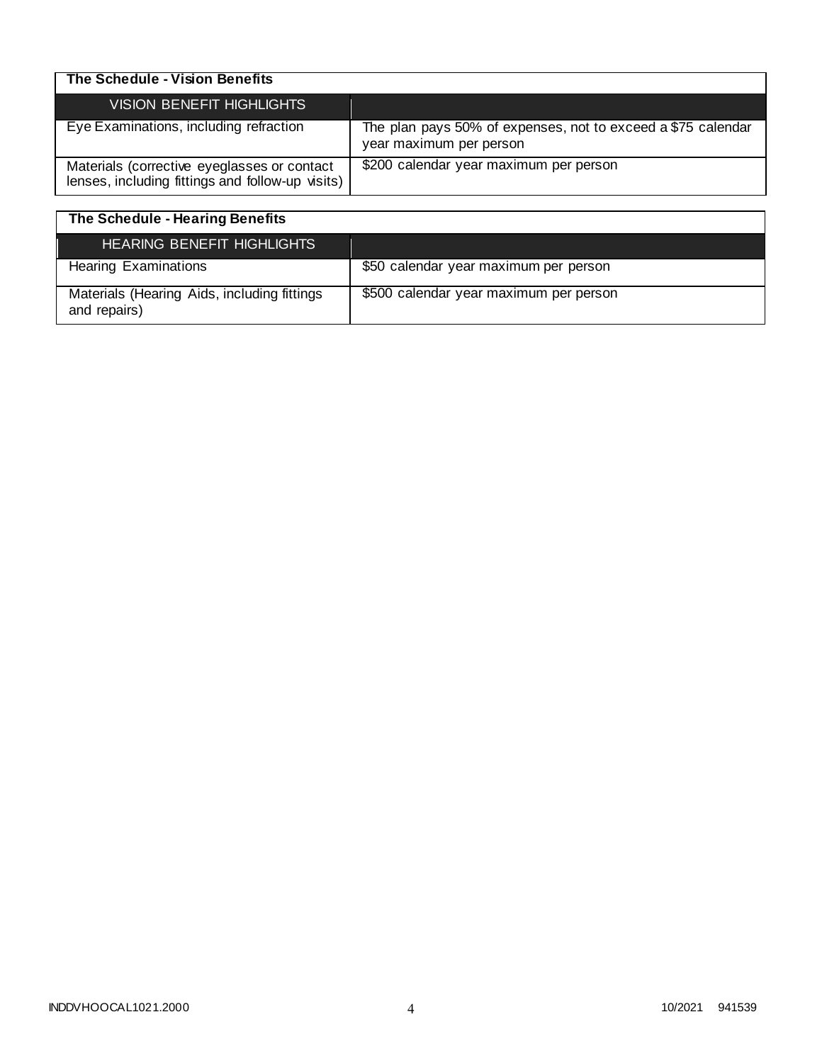## The Schedule - Vision Benefits

| VISION BENEFIT HIGHLIGHTS | |
|---|---|
| Eye Examinations, including refraction | The plan pays 50% of expenses, not to exceed a $75 calendar year maximum per person |
| Materials (corrective eyeglasses or contact lenses, including fittings and follow-up visits) | $200 calendar year maximum per person |

## The Schedule - Hearing Benefits

| HEARING BENEFIT HIGHLIGHTS | |
|---|---|
| Hearing Examinations | $50 calendar year maximum per person |
| Materials (Hearing Aids, including fittings and repairs) | $500 calendar year maximum per person |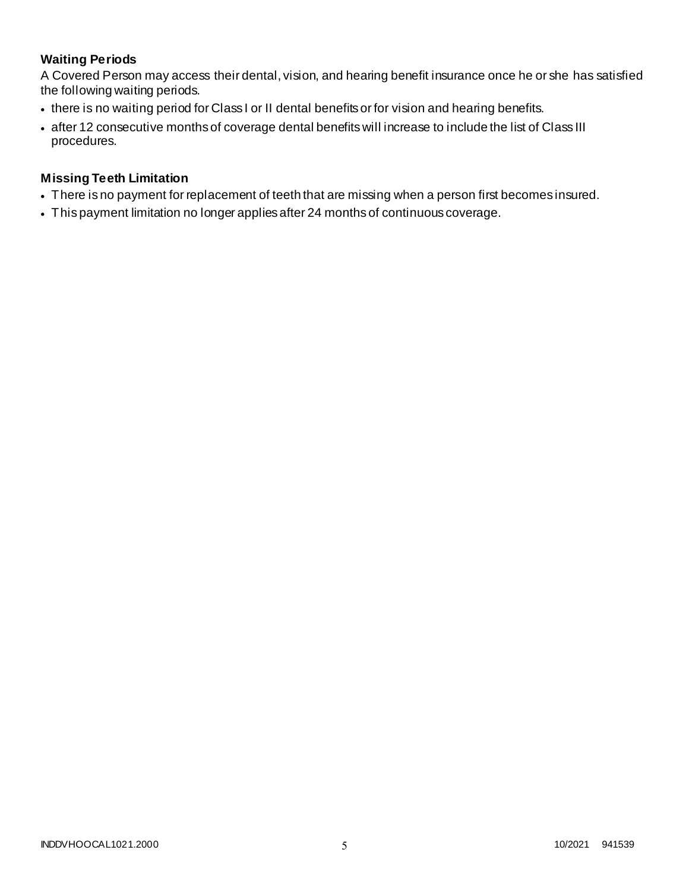### Waiting Periods

A Covered Person may access their dental, vision, and hearing benefit insurance once he or she has satisfied the following waiting periods.

- there is no waiting period for Class I or II dental benefits or for vision and hearing benefits.
- after 12 consecutive months of coverage dental benefits will increase to include the list of Class III procedures.

### Missing Teeth Limitation

- There is no payment for replacement of teeth that are missing when a person first becomes insured.
- This payment limitation no longer applies after 24 months of continuous coverage.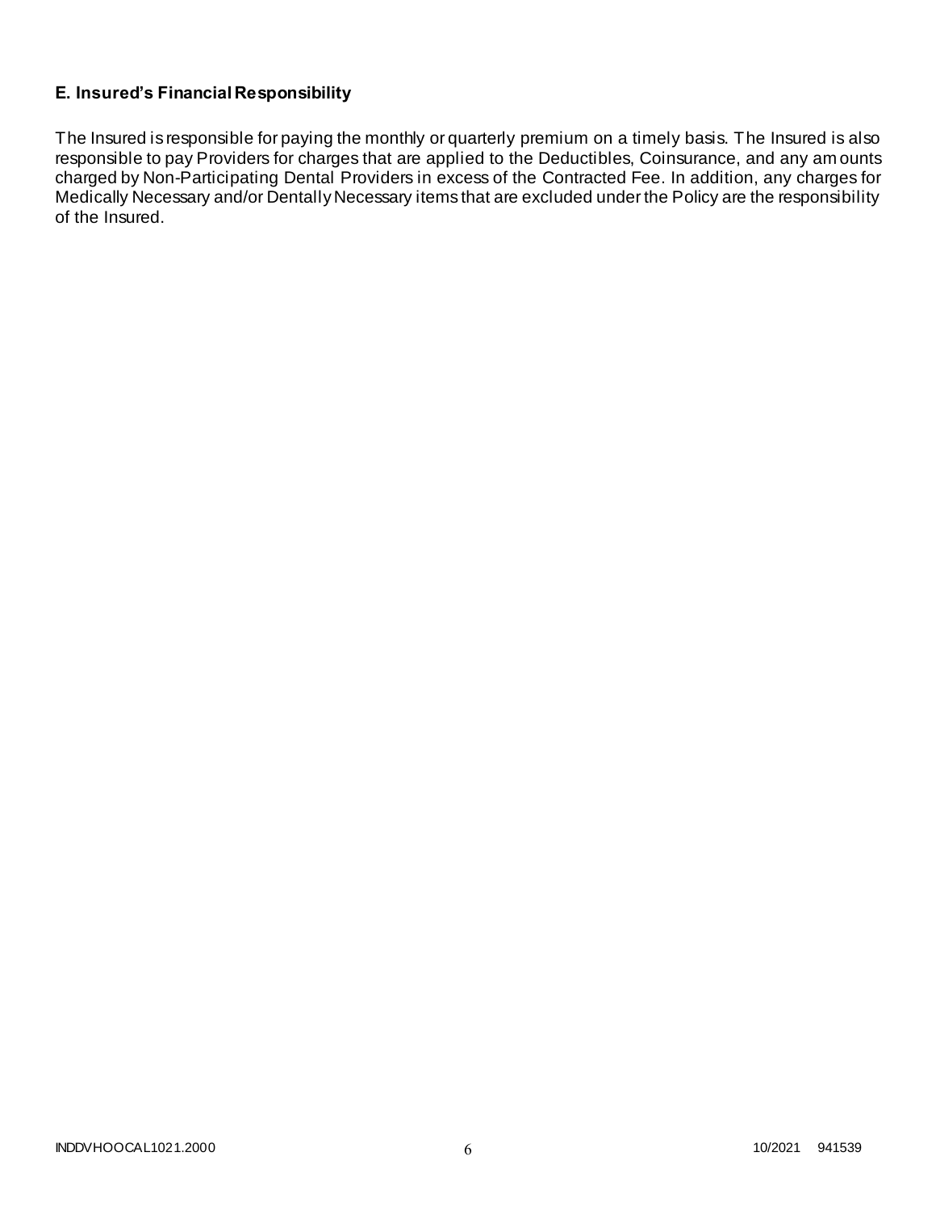### E. Insured's Financial Responsibility

The Insured is responsible for paying the monthly or quarterly premium on a timely basis. The Insured is also responsible to pay Providers for charges that are applied to the Deductibles, Coinsurance, and any amounts charged by Non-Participating Dental Providers in excess of the Contracted Fee. In addition, any charges for Medically Necessary and/or Dentally Necessary items that are excluded under the Policy are the responsibility of the Insured.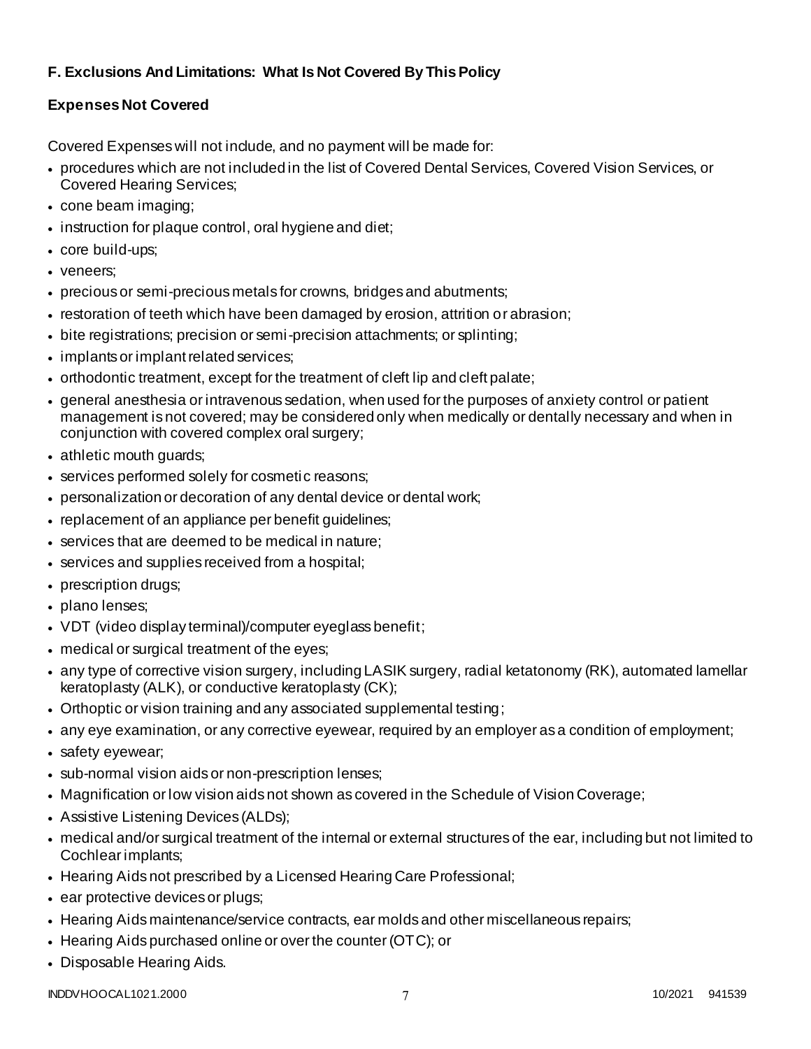**F. Exclusions And Limitations: What Is Not Covered By This Policy**

**Expenses Not Covered**

Covered Expenses will not include, and no payment will be made for:

- procedures which are not included in the list of Covered Dental Services, Covered Vision Services, or Covered Hearing Services;
- cone beam imaging;
- instruction for plaque control, oral hygiene and diet;
- core build-ups;
- veneers;
- precious or semi-precious metals for crowns, bridges and abutments;
- restoration of teeth which have been damaged by erosion, attrition or abrasion;
- bite registrations; precision or semi-precision attachments; or splinting;
- implants or implant related services;
- orthodontic treatment, except for the treatment of cleft lip and cleft palate;
- general anesthesia or intravenous sedation, when used for the purposes of anxiety control or patient management is not covered; may be considered only when medically or dentally necessary and when in conjunction with covered complex oral surgery;
- athletic mouth guards;
- services performed solely for cosmetic reasons;
- personalization or decoration of any dental device or dental work;
- replacement of an appliance per benefit guidelines;
- services that are deemed to be medical in nature;
- services and supplies received from a hospital;
- prescription drugs;
- plano lenses;
- VDT (video display terminal)/computer eyeglass benefit;
- medical or surgical treatment of the eyes;
- any type of corrective vision surgery, including LASIK surgery, radial ketatonomy (RK), automated lamellar keratoplasty (ALK), or conductive keratoplasty (CK);
- Orthoptic or vision training and any associated supplemental testing;
- any eye examination, or any corrective eyewear, required by an employer as a condition of employment;
- safety eyewear;
- sub-normal vision aids or non-prescription lenses;
- Magnification or low vision aids not shown as covered in the Schedule of Vision Coverage;
- Assistive Listening Devices (ALDs);
- medical and/or surgical treatment of the internal or external structures of the ear, including but not limited to Cochlear implants;
- Hearing Aids not prescribed by a Licensed Hearing Care Professional;
- ear protective devices or plugs;
- Hearing Aids maintenance/service contracts, ear molds and other miscellaneous repairs;
- Hearing Aids purchased online or over the counter (OTC); or
- Disposable Hearing Aids.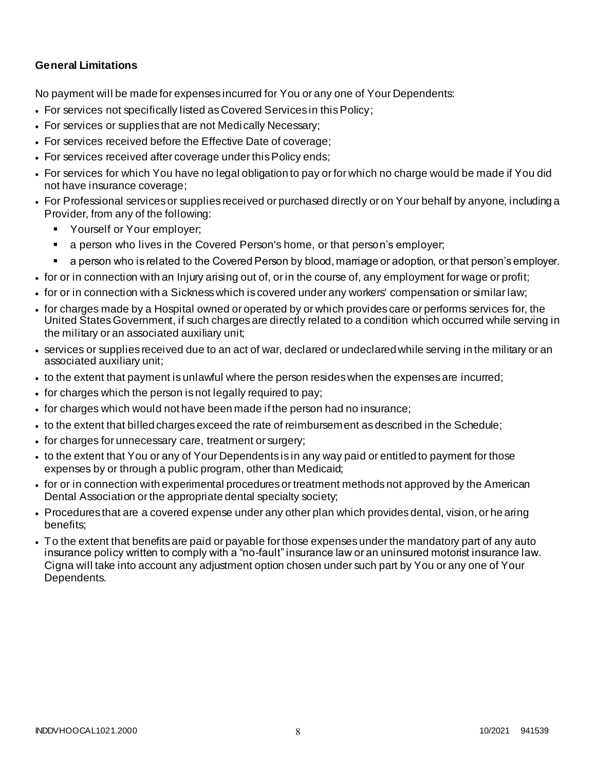**General Limitations**

No payment will be made for expenses incurred for You or any one of Your Dependents:

- For services not specifically listed as Covered Services in this Policy;
- For services or supplies that are not Medically Necessary;
- For services received before the Effective Date of coverage;
- For services received after coverage under this Policy ends;
- For services for which You have no legal obligation to pay or for which no charge would be made if You did not have insurance coverage;
- For Professional services or supplies received or purchased directly or on Your behalf by anyone, including a Provider, from any of the following:
  - Yourself or Your employer;
  - a person who lives in the Covered Person's home, or that person's employer;
  - a person who is related to the Covered Person by blood, marriage or adoption, or that person's employer.
- for or in connection with an Injury arising out of, or in the course of, any employment for wage or profit;
- for or in connection with a Sickness which is covered under any workers' compensation or similar law;
- for charges made by a Hospital owned or operated by or which provides care or performs services for, the United States Government, if such charges are directly related to a condition which occurred while serving in the military or an associated auxiliary unit;
- services or supplies received due to an act of war, declared or undeclared while serving in the military or an associated auxiliary unit;
- to the extent that payment is unlawful where the person resides when the expenses are incurred;
- for charges which the person is not legally required to pay;
- for charges which would not have been made if the person had no insurance;
- to the extent that billed charges exceed the rate of reimbursement as described in the Schedule;
- for charges for unnecessary care, treatment or surgery;
- to the extent that You or any of Your Dependents is in any way paid or entitled to payment for those expenses by or through a public program, other than Medicaid;
- for or in connection with experimental procedures or treatment methods not approved by the American Dental Association or the appropriate dental specialty society;
- Procedures that are a covered expense under any other plan which provides dental, vision, or hearing benefits;
- To the extent that benefits are paid or payable for those expenses under the mandatory part of any auto insurance policy written to comply with a "no-fault" insurance law or an uninsured motorist insurance law. Cigna will take into account any adjustment option chosen under such part by You or any one of Your Dependents.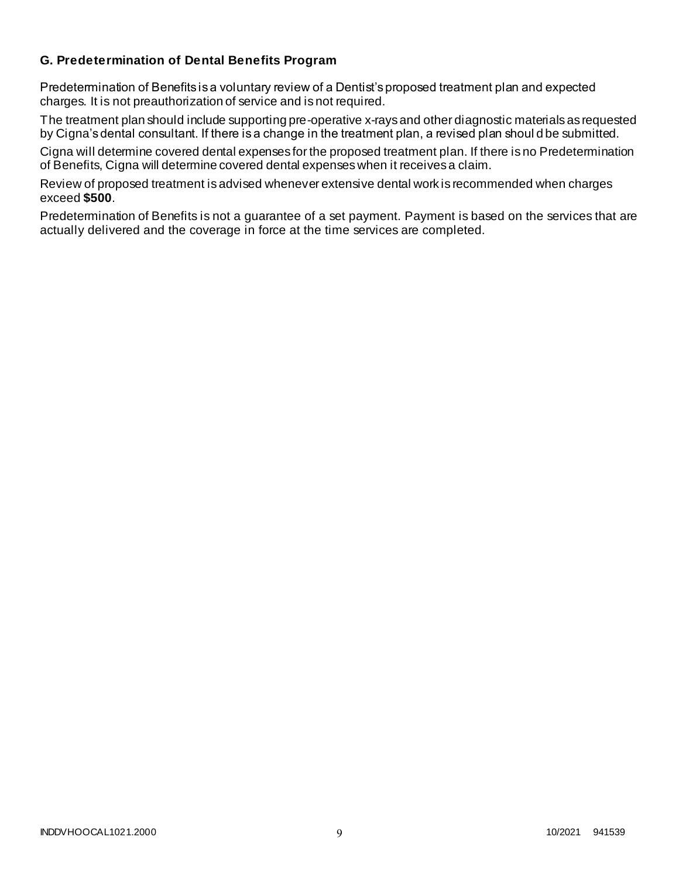### G. Predetermination of Dental Benefits Program

Predetermination of Benefits is a voluntary review of a Dentist's proposed treatment plan and expected charges. It is not preauthorization of service and is not required.

The treatment plan should include supporting pre-operative x-rays and other diagnostic materials as requested by Cigna's dental consultant. If there is a change in the treatment plan, a revised plan should be submitted.

Cigna will determine covered dental expenses for the proposed treatment plan. If there is no Predetermination of Benefits, Cigna will determine covered dental expenses when it receives a claim.

Review of proposed treatment is advised whenever extensive dental work is recommended when charges exceed **$500**.

Predetermination of Benefits is not a guarantee of a set payment. Payment is based on the services that are actually delivered and the coverage in force at the time services are completed.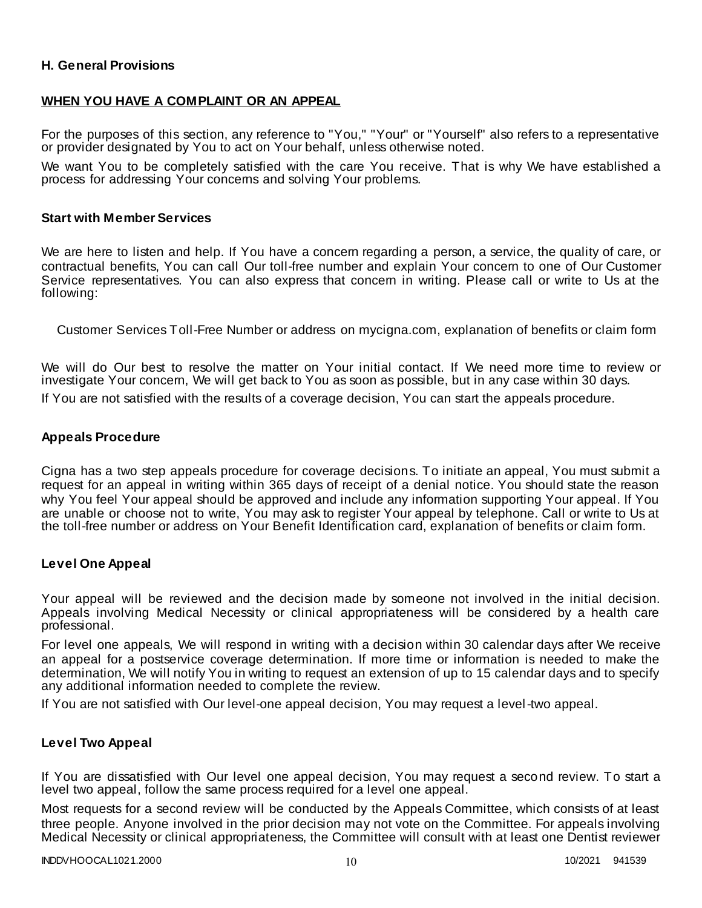### H. General Provisions

## WHEN YOU HAVE A COMPLAINT OR AN APPEAL

For the purposes of this section, any reference to "You," "Your" or "Yourself" also refers to a representative or provider designated by You to act on Your behalf, unless otherwise noted.

We want You to be completely satisfied with the care You receive. That is why We have established a process for addressing Your concerns and solving Your problems.

### Start with Member Services

We are here to listen and help. If You have a concern regarding a person, a service, the quality of care, or contractual benefits, You can call Our toll-free number and explain Your concern to one of Our Customer Service representatives. You can also express that concern in writing. Please call or write to Us at the following:

Customer Services Toll-Free Number or address on mycigna.com, explanation of benefits or claim form

We will do Our best to resolve the matter on Your initial contact. If We need more time to review or investigate Your concern, We will get back to You as soon as possible, but in any case within 30 days.

If You are not satisfied with the results of a coverage decision, You can start the appeals procedure.

### Appeals Procedure

Cigna has a two step appeals procedure for coverage decisions. To initiate an appeal, You must submit a request for an appeal in writing within 365 days of receipt of a denial notice. You should state the reason why You feel Your appeal should be approved and include any information supporting Your appeal. If You are unable or choose not to write, You may ask to register Your appeal by telephone. Call or write to Us at the toll-free number or address on Your Benefit Identification card, explanation of benefits or claim form.

### Level One Appeal

Your appeal will be reviewed and the decision made by someone not involved in the initial decision. Appeals involving Medical Necessity or clinical appropriateness will be considered by a health care professional.

For level one appeals, We will respond in writing with a decision within 30 calendar days after We receive an appeal for a postservice coverage determination. If more time or information is needed to make the determination, We will notify You in writing to request an extension of up to 15 calendar days and to specify any additional information needed to complete the review.

If You are not satisfied with Our level-one appeal decision, You may request a level-two appeal.

### Level Two Appeal

If You are dissatisfied with Our level one appeal decision, You may request a second review. To start a level two appeal, follow the same process required for a level one appeal.

Most requests for a second review will be conducted by the Appeals Committee, which consists of at least three people. Anyone involved in the prior decision may not vote on the Committee. For appeals involving Medical Necessity or clinical appropriateness, the Committee will consult with at least one Dentist reviewer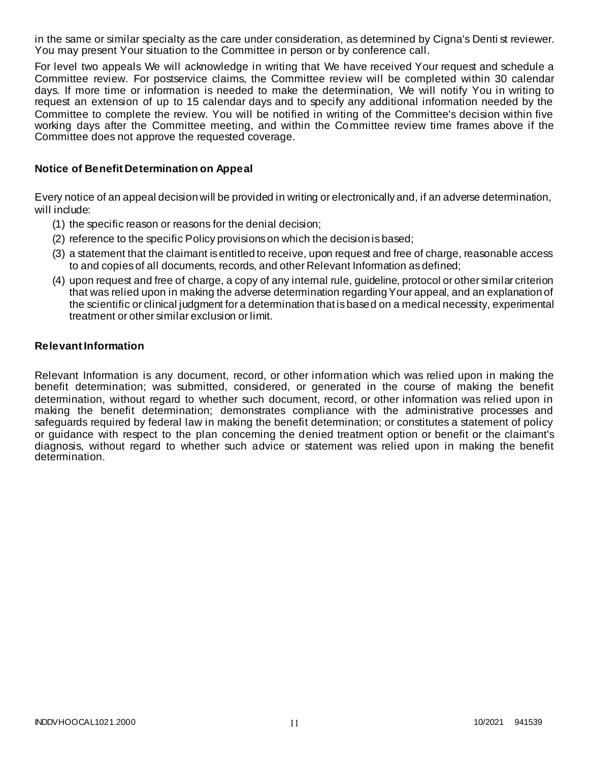in the same or similar specialty as the care under consideration, as determined by Cigna's Dentist reviewer. You may present Your situation to the Committee in person or by conference call.

For level two appeals We will acknowledge in writing that We have received Your request and schedule a Committee review. For postservice claims, the Committee review will be completed within 30 calendar days. If more time or information is needed to make the determination, We will notify You in writing to request an extension of up to 15 calendar days and to specify any additional information needed by the Committee to complete the review. You will be notified in writing of the Committee's decision within five working days after the Committee meeting, and within the Committee review time frames above if the Committee does not approve the requested coverage.

### Notice of Benefit Determination on Appeal

Every notice of an appeal decision will be provided in writing or electronically and, if an adverse determination, will include:

(1) the specific reason or reasons for the denial decision;

(2) reference to the specific Policy provisions on which the decision is based;

(3) a statement that the claimant is entitled to receive, upon request and free of charge, reasonable access to and copies of all documents, records, and other Relevant Information as defined;

(4) upon request and free of charge, a copy of any internal rule, guideline, protocol or other similar criterion that was relied upon in making the adverse determination regarding Your appeal, and an explanation of the scientific or clinical judgment for a determination that is based on a medical necessity, experimental treatment or other similar exclusion or limit.

### Relevant Information

Relevant Information is any document, record, or other information which was relied upon in making the benefit determination; was submitted, considered, or generated in the course of making the benefit determination, without regard to whether such document, record, or other information was relied upon in making the benefit determination; demonstrates compliance with the administrative processes and safeguards required by federal law in making the benefit determination; or constitutes a statement of policy or guidance with respect to the plan concerning the denied treatment option or benefit or the claimant's diagnosis, without regard to whether such advice or statement was relied upon in making the benefit determination.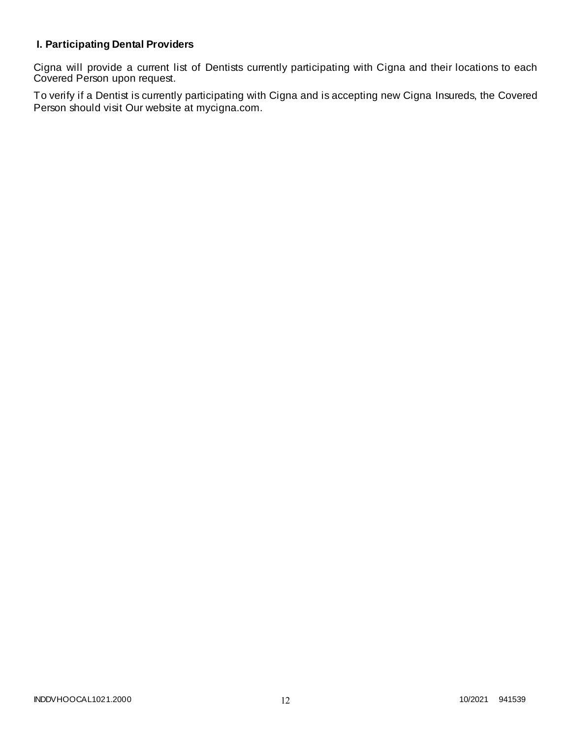### I. Participating Dental Providers

Cigna will provide a current list of Dentists currently participating with Cigna and their locations to each Covered Person upon request.

To verify if a Dentist is currently participating with Cigna and is accepting new Cigna Insureds, the Covered Person should visit Our website at mycigna.com.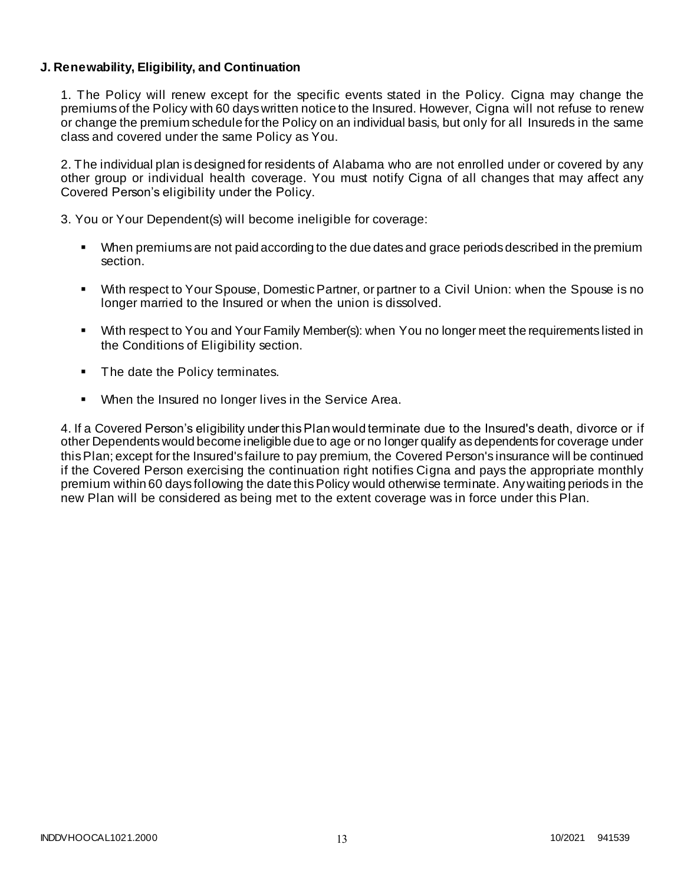**J. Renewability, Eligibility, and Continuation**

1. The Policy will renew except for the specific events stated in the Policy. Cigna may change the premiums of the Policy with 60 days written notice to the Insured. However, Cigna will not refuse to renew or change the premium schedule for the Policy on an individual basis, but only for all Insureds in the same class and covered under the same Policy as You.

2. The individual plan is designed for residents of Alabama who are not enrolled under or covered by any other group or individual health coverage. You must notify Cigna of all changes that may affect any Covered Person's eligibility under the Policy.

3. You or Your Dependent(s) will become ineligible for coverage:

- When premiums are not paid according to the due dates and grace periods described in the premium section.
- With respect to Your Spouse, Domestic Partner, or partner to a Civil Union: when the Spouse is no longer married to the Insured or when the union is dissolved.
- With respect to You and Your Family Member(s): when You no longer meet the requirements listed in the Conditions of Eligibility section.
- The date the Policy terminates.
- When the Insured no longer lives in the Service Area.

4. If a Covered Person's eligibility under this Plan would terminate due to the Insured's death, divorce or if other Dependents would become ineligible due to age or no longer qualify as dependents for coverage under this Plan; except for the Insured's failure to pay premium, the Covered Person's insurance will be continued if the Covered Person exercising the continuation right notifies Cigna and pays the appropriate monthly premium within 60 days following the date this Policy would otherwise terminate. Any waiting periods in the new Plan will be considered as being met to the extent coverage was in force under this Plan.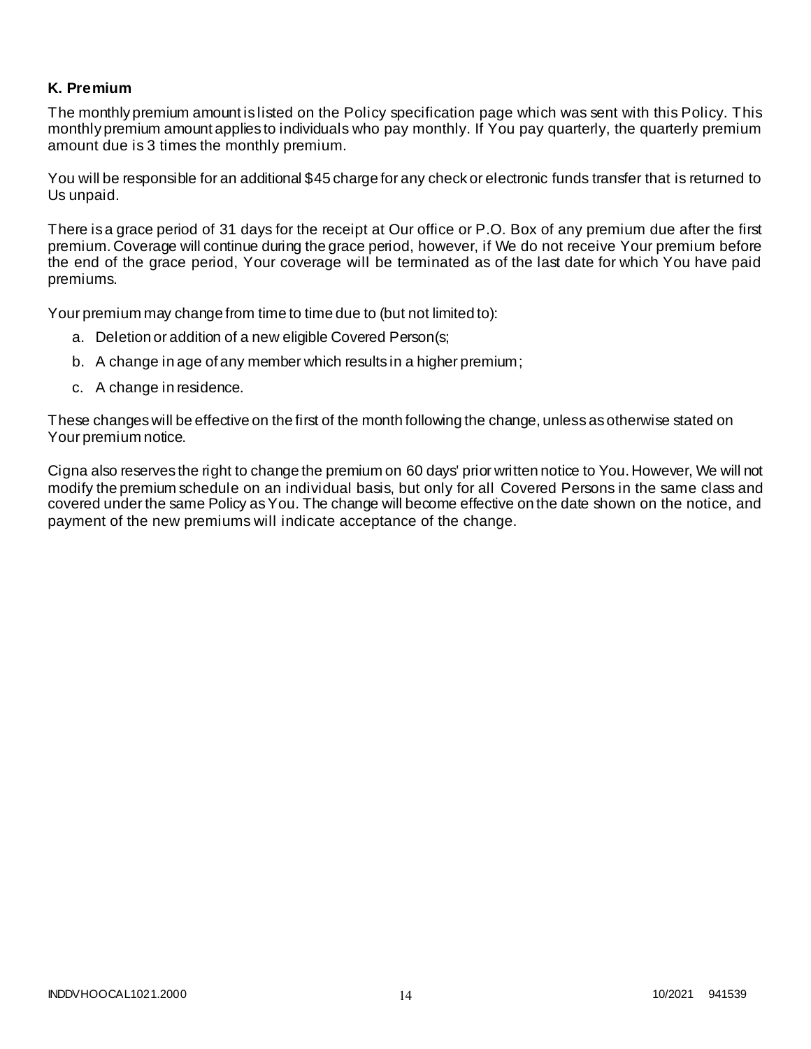### K. Premium

The monthly premium amount is listed on the Policy specification page which was sent with this Policy. This monthly premium amount applies to individuals who pay monthly. If You pay quarterly, the quarterly premium amount due is 3 times the monthly premium.

You will be responsible for an additional $45 charge for any check or electronic funds transfer that is returned to Us unpaid.

There is a grace period of 31 days for the receipt at Our office or P.O. Box of any premium due after the first premium. Coverage will continue during the grace period, however, if We do not receive Your premium before the end of the grace period, Your coverage will be terminated as of the last date for which You have paid premiums.

Your premium may change from time to time due to (but not limited to):

a. Deletion or addition of a new eligible Covered Person(s;
b. A change in age of any member which results in a higher premium;
c. A change in residence.

These changes will be effective on the first of the month following the change, unless as otherwise stated on Your premium notice.

Cigna also reserves the right to change the premium on 60 days' prior written notice to You. However, We will not modify the premium schedule on an individual basis, but only for all Covered Persons in the same class and covered under the same Policy as You. The change will become effective on the date shown on the notice, and payment of the new premiums will indicate acceptance of the change.

INDDVHOOCAL1021.2000 10/2021 941539